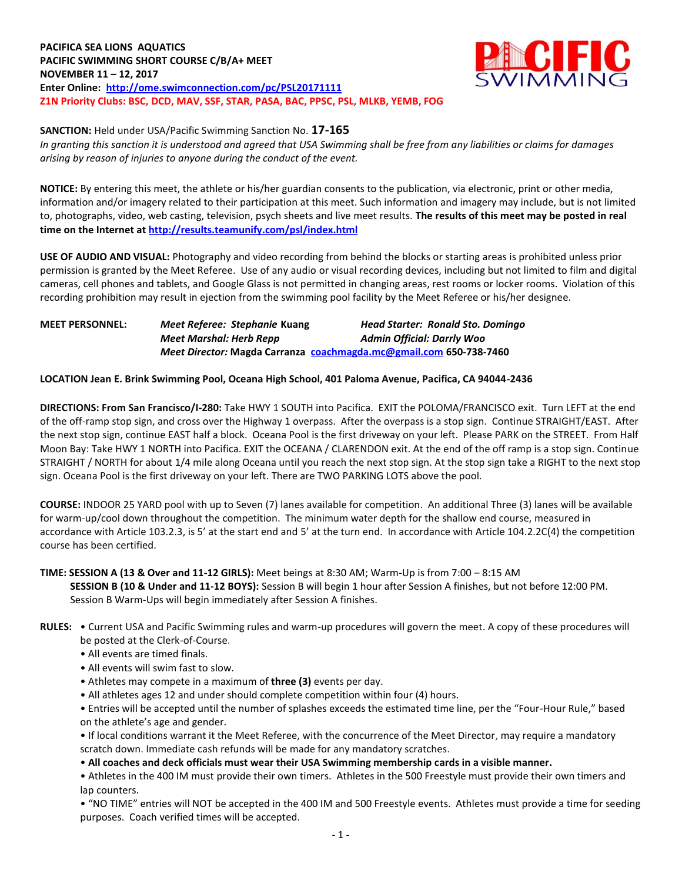**PACIFICA SEA LIONS AQUATICS**
**PACIFIC SWIMMING SHORT COURSE C/B/A+ MEET**
**NOVEMBER 11 – 12, 2017**
**Enter Online: http://ome.swimconnection.com/pc/PSL20171111**
**Z1N Priority Clubs: BSC, DCD, MAV, SSF, STAR, PASA, BAC, PPSC, PSL, MLKB, YEMB, FOG**

**SANCTION:** Held under USA/Pacific Swimming Sanction No. **17-165**
*In granting this sanction it is understood and agreed that USA Swimming shall be free from any liabilities or claims for damages arising by reason of injuries to anyone during the conduct of the event.*

**NOTICE:** By entering this meet, the athlete or his/her guardian consents to the publication, via electronic, print or other media, information and/or imagery related to their participation at this meet. Such information and imagery may include, but is not limited to, photographs, video, web casting, television, psych sheets and live meet results. **The results of this meet may be posted in real time on the Internet at http://results.teamunify.com/psl/index.html**

**USE OF AUDIO AND VISUAL:** Photography and video recording from behind the blocks or starting areas is prohibited unless prior permission is granted by the Meet Referee. Use of any audio or visual recording devices, including but not limited to film and digital cameras, cell phones and tablets, and Google Glass is not permitted in changing areas, rest rooms or locker rooms. Violation of this recording prohibition may result in ejection from the swimming pool facility by the Meet Referee or his/her designee.

**MEET PERSONNEL:**
*Meet Referee: Stephanie* Kuang — *Head Starter: Ronald Sto. Domingo*
*Meet Marshal: Herb Repp* — *Admin Official: Darryl Woo*
*Meet Director:* Magda Carranza coachmagda.mc@gmail.com 650-738-7460

**LOCATION Jean E. Brink Swimming Pool, Oceana High School, 401 Paloma Avenue, Pacifica, CA 94044-2436**

**DIRECTIONS: From San Francisco/I-280:** Take HWY 1 SOUTH into Pacifica. EXIT the POLOMA/FRANCISCO exit. Turn LEFT at the end of the off-ramp stop sign, and cross over the Highway 1 overpass. After the overpass is a stop sign. Continue STRAIGHT/EAST. After the next stop sign, continue EAST half a block. Oceana Pool is the first driveway on your left. Please PARK on the STREET. From Half Moon Bay: Take HWY 1 NORTH into Pacifica. EXIT the OCEANA / CLARENDON exit. At the end of the off ramp is a stop sign. Continue STRAIGHT / NORTH for about 1/4 mile along Oceana until you reach the next stop sign. At the stop sign take a RIGHT to the next stop sign. Oceana Pool is the first driveway on your left. There are TWO PARKING LOTS above the pool.

**COURSE:** INDOOR 25 YARD pool with up to Seven (7) lanes available for competition. An additional Three (3) lanes will be available for warm-up/cool down throughout the competition. The minimum water depth for the shallow end course, measured in accordance with Article 103.2.3, is 5' at the start end and 5' at the turn end. In accordance with Article 104.2.2C(4) the competition course has been certified.

**TIME: SESSION A (13 & Over and 11-12 GIRLS):** Meet beings at 8:30 AM; Warm-Up is from 7:00 – 8:15 AM
**SESSION B (10 & Under and 11-12 BOYS):** Session B will begin 1 hour after Session A finishes, but not before 12:00 PM. Session B Warm-Ups will begin immediately after Session A finishes.

**RULES:**
- Current USA and Pacific Swimming rules and warm-up procedures will govern the meet. A copy of these procedures will be posted at the Clerk-of-Course.
- All events are timed finals.
- All events will swim fast to slow.
- Athletes may compete in a maximum of **three (3)** events per day.
- All athletes ages 12 and under should complete competition within four (4) hours.
- Entries will be accepted until the number of splashes exceeds the estimated time line, per the "Four-Hour Rule," based on the athlete's age and gender.
- If local conditions warrant it the Meet Referee, with the concurrence of the Meet Director, may require a mandatory scratch down. Immediate cash refunds will be made for any mandatory scratches.
- **All coaches and deck officials must wear their USA Swimming membership cards in a visible manner.**
- Athletes in the 400 IM must provide their own timers. Athletes in the 500 Freestyle must provide their own timers and lap counters.
- "NO TIME" entries will NOT be accepted in the 400 IM and 500 Freestyle events. Athletes must provide a time for seeding purposes. Coach verified times will be accepted.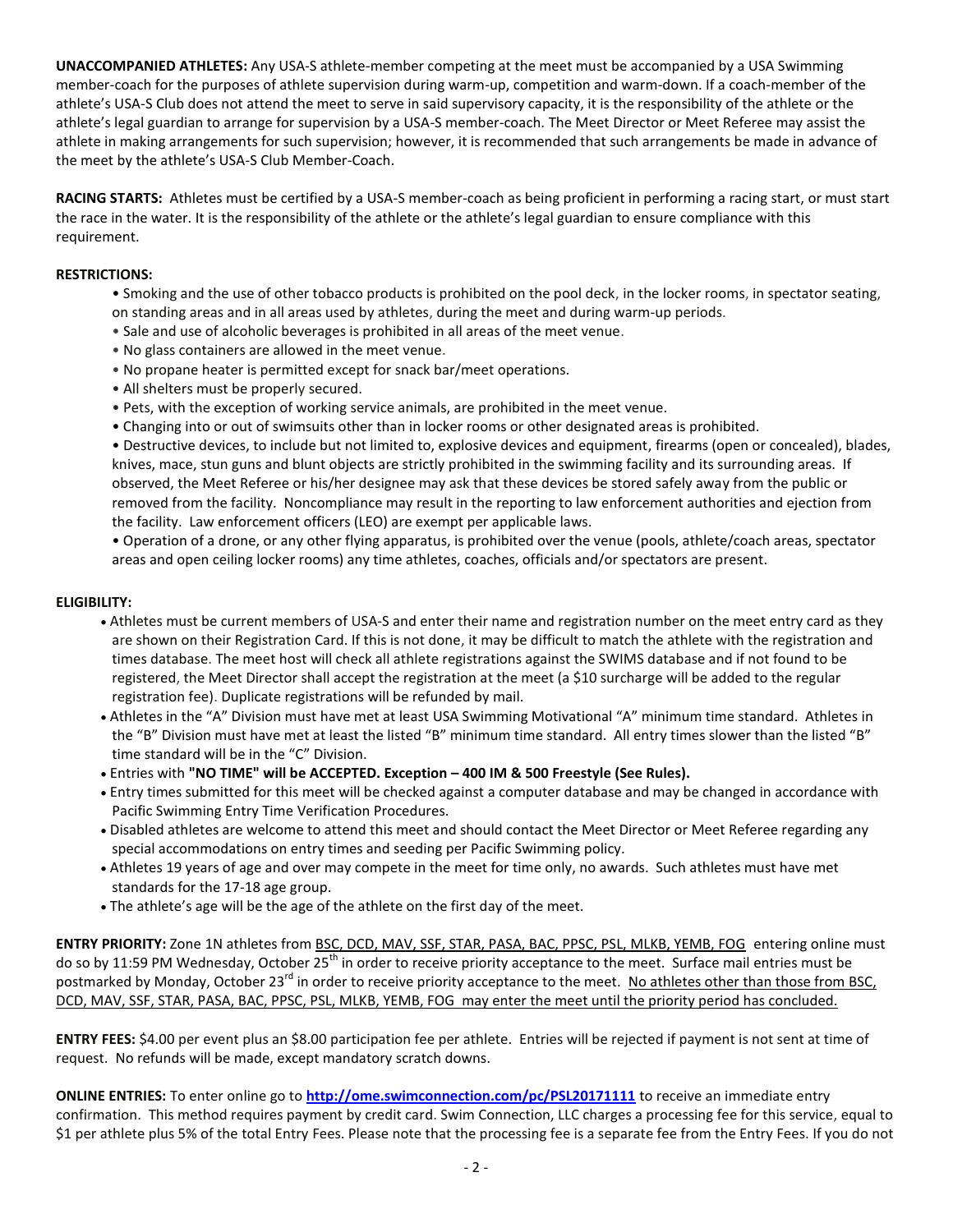**UNACCOMPANIED ATHLETES:** Any USA-S athlete-member competing at the meet must be accompanied by a USA Swimming member-coach for the purposes of athlete supervision during warm-up, competition and warm-down. If a coach-member of the athlete's USA-S Club does not attend the meet to serve in said supervisory capacity, it is the responsibility of the athlete or the athlete's legal guardian to arrange for supervision by a USA-S member-coach. The Meet Director or Meet Referee may assist the athlete in making arrangements for such supervision; however, it is recommended that such arrangements be made in advance of the meet by the athlete's USA-S Club Member-Coach.

**RACING STARTS:** Athletes must be certified by a USA-S member-coach as being proficient in performing a racing start, or must start the race in the water. It is the responsibility of the athlete or the athlete's legal guardian to ensure compliance with this requirement.

**RESTRICTIONS:**

- Smoking and the use of other tobacco products is prohibited on the pool deck, in the locker rooms, in spectator seating, on standing areas and in all areas used by athletes, during the meet and during warm-up periods.
- Sale and use of alcoholic beverages is prohibited in all areas of the meet venue.
- No glass containers are allowed in the meet venue.
- No propane heater is permitted except for snack bar/meet operations.
- All shelters must be properly secured.
- Pets, with the exception of working service animals, are prohibited in the meet venue.
- Changing into or out of swimsuits other than in locker rooms or other designated areas is prohibited.
- Destructive devices, to include but not limited to, explosive devices and equipment, firearms (open or concealed), blades, knives, mace, stun guns and blunt objects are strictly prohibited in the swimming facility and its surrounding areas. If observed, the Meet Referee or his/her designee may ask that these devices be stored safely away from the public or removed from the facility. Noncompliance may result in the reporting to law enforcement authorities and ejection from the facility. Law enforcement officers (LEO) are exempt per applicable laws.
- Operation of a drone, or any other flying apparatus, is prohibited over the venue (pools, athlete/coach areas, spectator areas and open ceiling locker rooms) any time athletes, coaches, officials and/or spectators are present.

**ELIGIBILITY:**

- Athletes must be current members of USA-S and enter their name and registration number on the meet entry card as they are shown on their Registration Card. If this is not done, it may be difficult to match the athlete with the registration and times database. The meet host will check all athlete registrations against the SWIMS database and if not found to be registered, the Meet Director shall accept the registration at the meet (a $10 surcharge will be added to the regular registration fee). Duplicate registrations will be refunded by mail.
- Athletes in the "A" Division must have met at least USA Swimming Motivational "A" minimum time standard. Athletes in the "B" Division must have met at least the listed "B" minimum time standard. All entry times slower than the listed "B" time standard will be in the "C" Division.
- Entries with **"NO TIME" will be ACCEPTED. Exception – 400 IM & 500 Freestyle (See Rules).**
- Entry times submitted for this meet will be checked against a computer database and may be changed in accordance with Pacific Swimming Entry Time Verification Procedures.
- Disabled athletes are welcome to attend this meet and should contact the Meet Director or Meet Referee regarding any special accommodations on entry times and seeding per Pacific Swimming policy.
- Athletes 19 years of age and over may compete in the meet for time only, no awards. Such athletes must have met standards for the 17-18 age group.
- The athlete's age will be the age of the athlete on the first day of the meet.

**ENTRY PRIORITY:** Zone 1N athletes from BSC, DCD, MAV, SSF, STAR, PASA, BAC, PPSC, PSL, MLKB, YEMB, FOG entering online must do so by 11:59 PM Wednesday, October 25th in order to receive priority acceptance to the meet. Surface mail entries must be postmarked by Monday, October 23rd in order to receive priority acceptance to the meet. No athletes other than those from BSC, DCD, MAV, SSF, STAR, PASA, BAC, PPSC, PSL, MLKB, YEMB, FOG may enter the meet until the priority period has concluded.

**ENTRY FEES:** $4.00 per event plus an $8.00 participation fee per athlete. Entries will be rejected if payment is not sent at time of request. No refunds will be made, except mandatory scratch downs.

**ONLINE ENTRIES:** To enter online go to **http://ome.swimconnection.com/pc/PSL20171111** to receive an immediate entry confirmation. This method requires payment by credit card. Swim Connection, LLC charges a processing fee for this service, equal to $1 per athlete plus 5% of the total Entry Fees. Please note that the processing fee is a separate fee from the Entry Fees. If you do not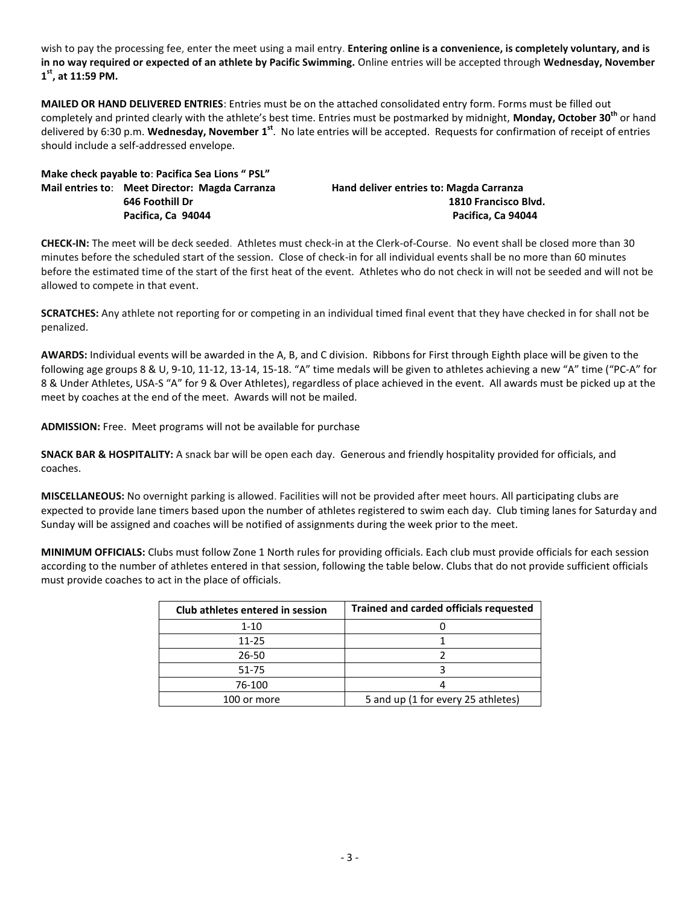wish to pay the processing fee, enter the meet using a mail entry. **Entering online is a convenience, is completely voluntary, and is in no way required or expected of an athlete by Pacific Swimming.** Online entries will be accepted through **Wednesday, November 1st, at 11:59 PM.**

**MAILED OR HAND DELIVERED ENTRIES**: Entries must be on the attached consolidated entry form. Forms must be filled out completely and printed clearly with the athlete's best time. Entries must be postmarked by midnight, **Monday, October 30th** or hand delivered by 6:30 p.m. **Wednesday, November 1st**. No late entries will be accepted. Requests for confirmation of receipt of entries should include a self-addressed envelope.

**Make check payable to**: **Pacifica Sea Lions " PSL"**

**Mail entries to**: **Meet Director: Magda Carranza**
**646 Foothill Dr**
**Pacifica, Ca 94044**

**Hand deliver entries to: Magda Carranza**
**1810 Francisco Blvd.**
**Pacifica, Ca 94044**

**CHECK-IN:** The meet will be deck seeded. Athletes must check-in at the Clerk-of-Course. No event shall be closed more than 30 minutes before the scheduled start of the session. Close of check-in for all individual events shall be no more than 60 minutes before the estimated time of the start of the first heat of the event. Athletes who do not check in will not be seeded and will not be allowed to compete in that event.

**SCRATCHES:** Any athlete not reporting for or competing in an individual timed final event that they have checked in for shall not be penalized.

**AWARDS:** Individual events will be awarded in the A, B, and C division. Ribbons for First through Eighth place will be given to the following age groups 8 & U, 9-10, 11-12, 13-14, 15-18. "A" time medals will be given to athletes achieving a new "A" time ("PC-A" for 8 & Under Athletes, USA-S "A" for 9 & Over Athletes), regardless of place achieved in the event. All awards must be picked up at the meet by coaches at the end of the meet. Awards will not be mailed.

**ADMISSION:** Free. Meet programs will not be available for purchase

**SNACK BAR & HOSPITALITY:** A snack bar will be open each day. Generous and friendly hospitality provided for officials, and coaches.

**MISCELLANEOUS:** No overnight parking is allowed. Facilities will not be provided after meet hours. All participating clubs are expected to provide lane timers based upon the number of athletes registered to swim each day. Club timing lanes for Saturday and Sunday will be assigned and coaches will be notified of assignments during the week prior to the meet.

**MINIMUM OFFICIALS:** Clubs must follow Zone 1 North rules for providing officials. Each club must provide officials for each session according to the number of athletes entered in that session, following the table below. Clubs that do not provide sufficient officials must provide coaches to act in the place of officials.

| Club athletes entered in session | Trained and carded officials requested |
|---|---|
| 1-10 | 0 |
| 11-25 | 1 |
| 26-50 | 2 |
| 51-75 | 3 |
| 76-100 | 4 |
| 100 or more | 5 and up (1 for every 25 athletes) |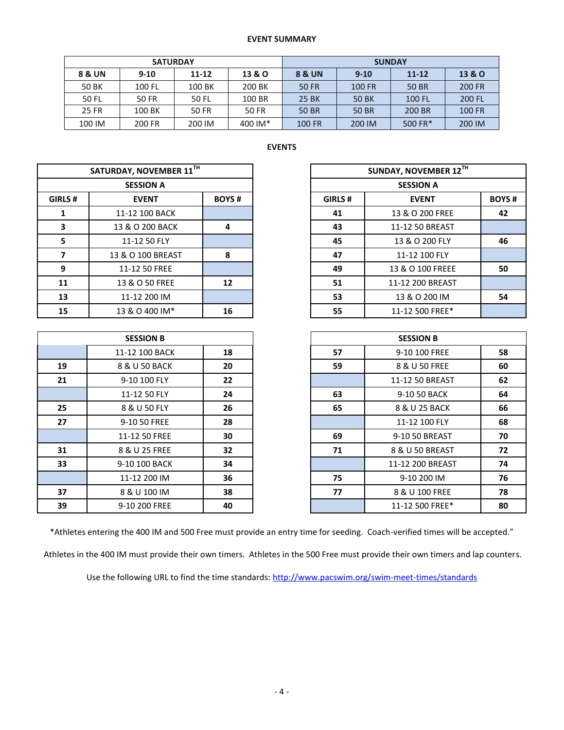**EVENT SUMMARY**

| SATURDAY | | | | SUNDAY | | | |
|---|---|---|---|---|---|---|---|
| 8 & UN | 9-10 | 11-12 | 13 & O | 8 & UN | 9-10 | 11-12 | 13 & O |
| 50 BK | 100 FL | 100 BK | 200 BK | 50 FR | 100 FR | 50 BR | 200 FR |
| 50 FL | 50 FR | 50 FL | 100 BR | 25 BK | 50 BK | 100 FL | 200 FL |
| 25 FR | 100 BK | 50 FR | 50 FR | 50 BR | 50 BR | 200 BR | 100 FR |
| 100 IM | 200 FR | 200 IM | 400 IM* | 100 FR | 200 IM | 500 FR* | 200 IM |

**EVENTS**

**SATURDAY, NOVEMBER 11TH**

| SESSION A | | |
|---|---|---|
| GIRLS # | EVENT | BOYS # |
| 1 | 11-12 100 BACK | |
| 3 | 13 & O 200 BACK | 4 |
| 5 | 11-12 50 FLY | |
| 7 | 13 & O 100 BREAST | 8 |
| 9 | 11-12 50 FREE | |
| 11 | 13 & O 50 FREE | 12 |
| 13 | 11-12 200 IM | |
| 15 | 13 & O 400 IM* | 16 |

| SESSION B | | |
|---|---|---|
| | 11-12 100 BACK | 18 |
| 19 | 8 & U 50 BACK | 20 |
| 21 | 9-10 100 FLY | 22 |
| | 11-12 50 FLY | 24 |
| 25 | 8 & U 50 FLY | 26 |
| 27 | 9-10 50 FREE | 28 |
| | 11-12 50 FREE | 30 |
| 31 | 8 & U 25 FREE | 32 |
| 33 | 9-10 100 BACK | 34 |
| | 11-12 200 IM | 36 |
| 37 | 8 & U 100 IM | 38 |
| 39 | 9-10 200 FREE | 40 |

**SUNDAY, NOVEMBER 12TH**

| SESSION A | | |
|---|---|---|
| GIRLS # | EVENT | BOYS # |
| 41 | 13 & O 200 FREE | 42 |
| 43 | 11-12 50 BREAST | |
| 45 | 13 & O 200 FLY | 46 |
| 47 | 11-12 100 FLY | |
| 49 | 13 & O 100 FREEE | 50 |
| 51 | 11-12 200 BREAST | |
| 53 | 13 & O 200 IM | 54 |
| 55 | 11-12 500 FREE* | |

| SESSION B | | |
|---|---|---|
| 57 | 9-10 100 FREE | 58 |
| 59 | 8 & U 50 FREE | 60 |
| | 11-12 50 BREAST | 62 |
| 63 | 9-10 50 BACK | 64 |
| 65 | 8 & U 25 BACK | 66 |
| | 11-12 100 FLY | 68 |
| 69 | 9-10 50 BREAST | 70 |
| 71 | 8 & U 50 BREAST | 72 |
| | 11-12 200 BREAST | 74 |
| 75 | 9-10 200 IM | 76 |
| 77 | 8 & U 100 FREE | 78 |
| | 11-12 500 FREE* | 80 |

*Athletes entering the 400 IM and 500 Free must provide an entry time for seeding. Coach-verified times will be accepted."

Athletes in the 400 IM must provide their own timers. Athletes in the 500 Free must provide their own timers and lap counters.

Use the following URL to find the time standards: http://www.pacswim.org/swim-meet-times/standards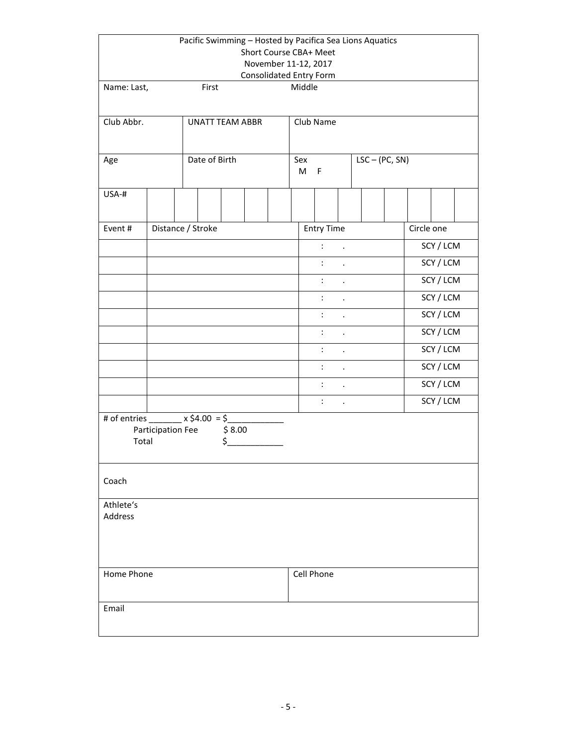Pacific Swimming – Hosted by Pacifica Sea Lions Aquatics
Short Course CBA+ Meet
November 11-12, 2017
Consolidated Entry Form

| Name: Last, | First | Middle |
|---|---|---|
| | | |

| Club Abbr. | UNATT TEAM ABBR | Club Name |
|---|---|---|
| | | |

| Age | Date of Birth | Sex<br>M F | LSC – (PC, SN) |
|---|---|---|---|
| | | | |

| USA-# | | | | | | | | | | | | | | |
|---|---|---|---|---|---|---|---|---|---|---|---|---|---|---|
| | | | | | | | | | | | | | | |

| Event # | Distance / Stroke | Entry Time | Circle one |
|---|---|---|---|
| | | : . | SCY / LCM |
| | | : . | SCY / LCM |
| | | : . | SCY / LCM |
| | | : . | SCY / LCM |
| | | : . | SCY / LCM |
| | | : . | SCY / LCM |
| | | : . | SCY / LCM |
| | | : . | SCY / LCM |
| | | : . | SCY / LCM |
| | | : . | SCY / LCM |

# of entries _______ x $4.00 = $____________
Participation Fee $ 8.00
Total $____________

Coach

Athlete's Address

| Home Phone | Cell Phone |
|---|---|
| | |

Email